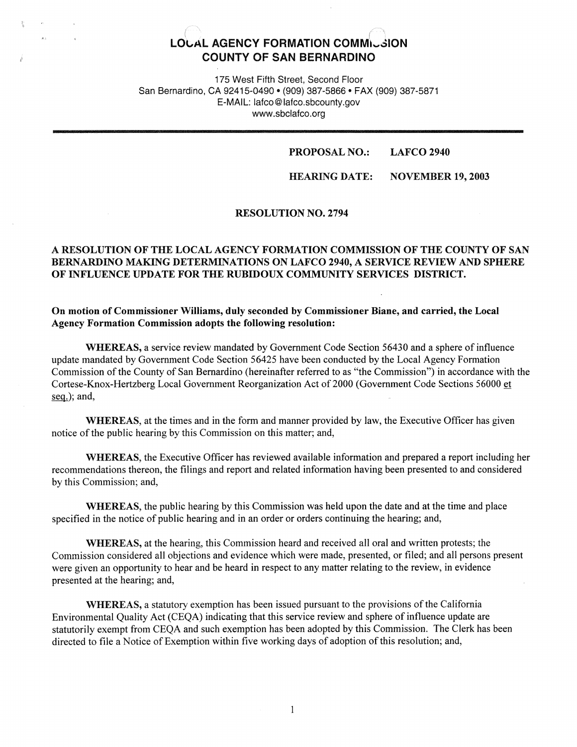# LOCAL AGENCY FORMATION COMMISSION
# COUNTY OF SAN BERNARDINO

175 West Fifth Street, Second Floor
San Bernardino, CA 92415-0490 • (909) 387-5866 • FAX (909) 387-5871
E-MAIL: lafco@lafco.sbcounty.gov
www.sbclafco.org

---

**PROPOSAL NO.: LAFCO 2940**

**HEARING DATE: NOVEMBER 19, 2003**

**RESOLUTION NO. 2794**

**A RESOLUTION OF THE LOCAL AGENCY FORMATION COMMISSION OF THE COUNTY OF SAN BERNARDINO MAKING DETERMINATIONS ON LAFCO 2940, A SERVICE REVIEW AND SPHERE OF INFLUENCE UPDATE FOR THE RUBIDOUX COMMUNITY SERVICES DISTRICT.**

**On motion of Commissioner Williams, duly seconded by Commissioner Biane, and carried, the Local Agency Formation Commission adopts the following resolution:**

**WHEREAS,** a service review mandated by Government Code Section 56430 and a sphere of influence update mandated by Government Code Section 56425 have been conducted by the Local Agency Formation Commission of the County of San Bernardino (hereinafter referred to as "the Commission") in accordance with the Cortese-Knox-Hertzberg Local Government Reorganization Act of 2000 (Government Code Sections 56000 et seq.); and,

**WHEREAS,** at the times and in the form and manner provided by law, the Executive Officer has given notice of the public hearing by this Commission on this matter; and,

**WHEREAS,** the Executive Officer has reviewed available information and prepared a report including her recommendations thereon, the filings and report and related information having been presented to and considered by this Commission; and,

**WHEREAS,** the public hearing by this Commission was held upon the date and at the time and place specified in the notice of public hearing and in an order or orders continuing the hearing; and,

**WHEREAS,** at the hearing, this Commission heard and received all oral and written protests; the Commission considered all objections and evidence which were made, presented, or filed; and all persons present were given an opportunity to hear and be heard in respect to any matter relating to the review, in evidence presented at the hearing; and,

**WHEREAS,** a statutory exemption has been issued pursuant to the provisions of the California Environmental Quality Act (CEQA) indicating that this service review and sphere of influence update are statutorily exempt from CEQA and such exemption has been adopted by this Commission. The Clerk has been directed to file a Notice of Exemption within five working days of adoption of this resolution; and,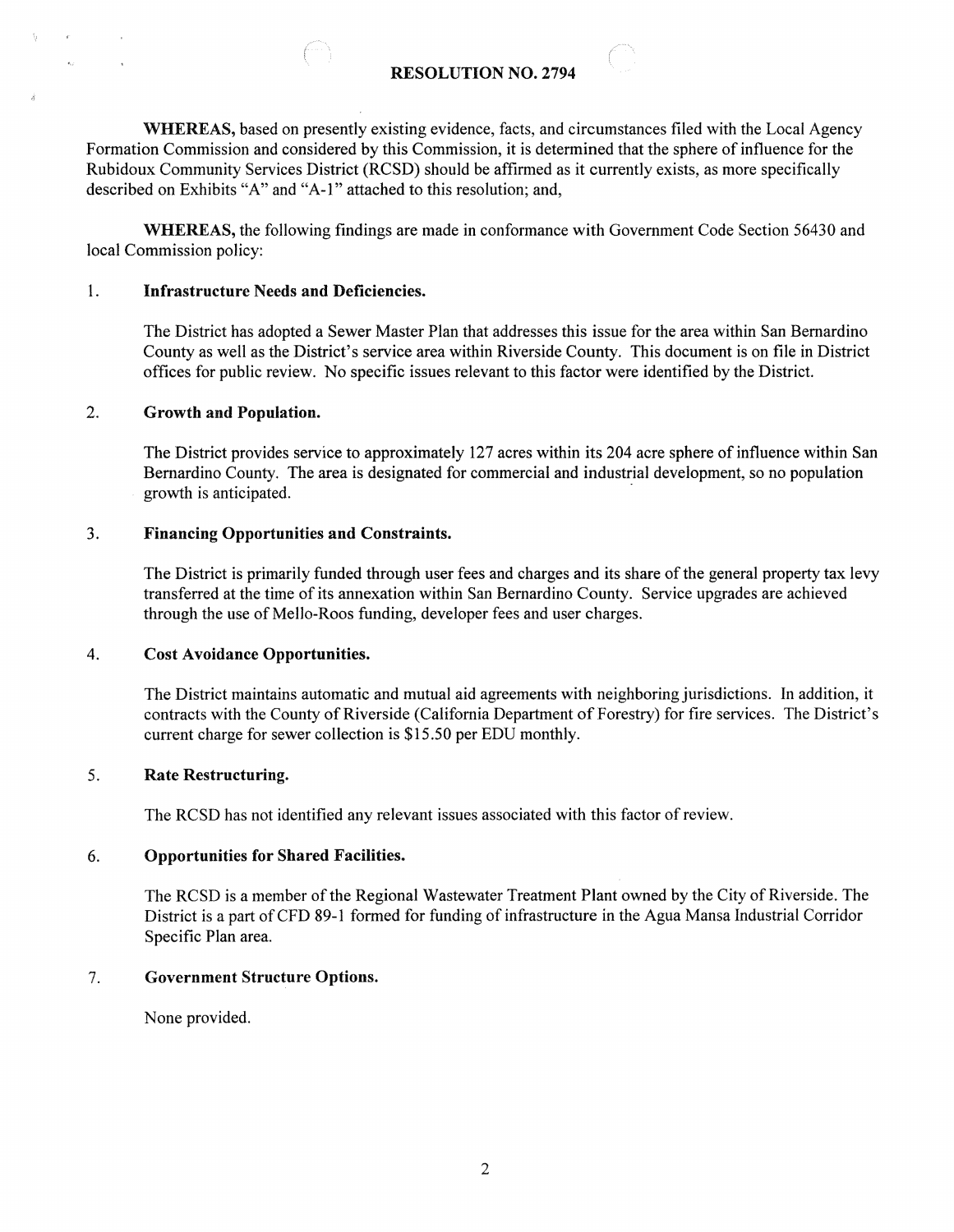## RESOLUTION NO. 2794

**WHEREAS,** based on presently existing evidence, facts, and circumstances filed with the Local Agency Formation Commission and considered by this Commission, it is determined that the sphere of influence for the Rubidoux Community Services District (RCSD) should be affirmed as it currently exists, as more specifically described on Exhibits "A" and "A-1" attached to this resolution; and,

**WHEREAS,** the following findings are made in conformance with Government Code Section 56430 and local Commission policy:

1. **Infrastructure Needs and Deficiencies.**

   The District has adopted a Sewer Master Plan that addresses this issue for the area within San Bernardino County as well as the District's service area within Riverside County. This document is on file in District offices for public review. No specific issues relevant to this factor were identified by the District.

2. **Growth and Population.**

   The District provides service to approximately 127 acres within its 204 acre sphere of influence within San Bernardino County. The area is designated for commercial and industrial development, so no population growth is anticipated.

3. **Financing Opportunities and Constraints.**

   The District is primarily funded through user fees and charges and its share of the general property tax levy transferred at the time of its annexation within San Bernardino County. Service upgrades are achieved through the use of Mello-Roos funding, developer fees and user charges.

4. **Cost Avoidance Opportunities.**

   The District maintains automatic and mutual aid agreements with neighboring jurisdictions. In addition, it contracts with the County of Riverside (California Department of Forestry) for fire services. The District's current charge for sewer collection is $15.50 per EDU monthly.

5. **Rate Restructuring.**

   The RCSD has not identified any relevant issues associated with this factor of review.

6. **Opportunities for Shared Facilities.**

   The RCSD is a member of the Regional Wastewater Treatment Plant owned by the City of Riverside. The District is a part of CFD 89-1 formed for funding of infrastructure in the Agua Mansa Industrial Corridor Specific Plan area.

7. **Government Structure Options.**

   None provided.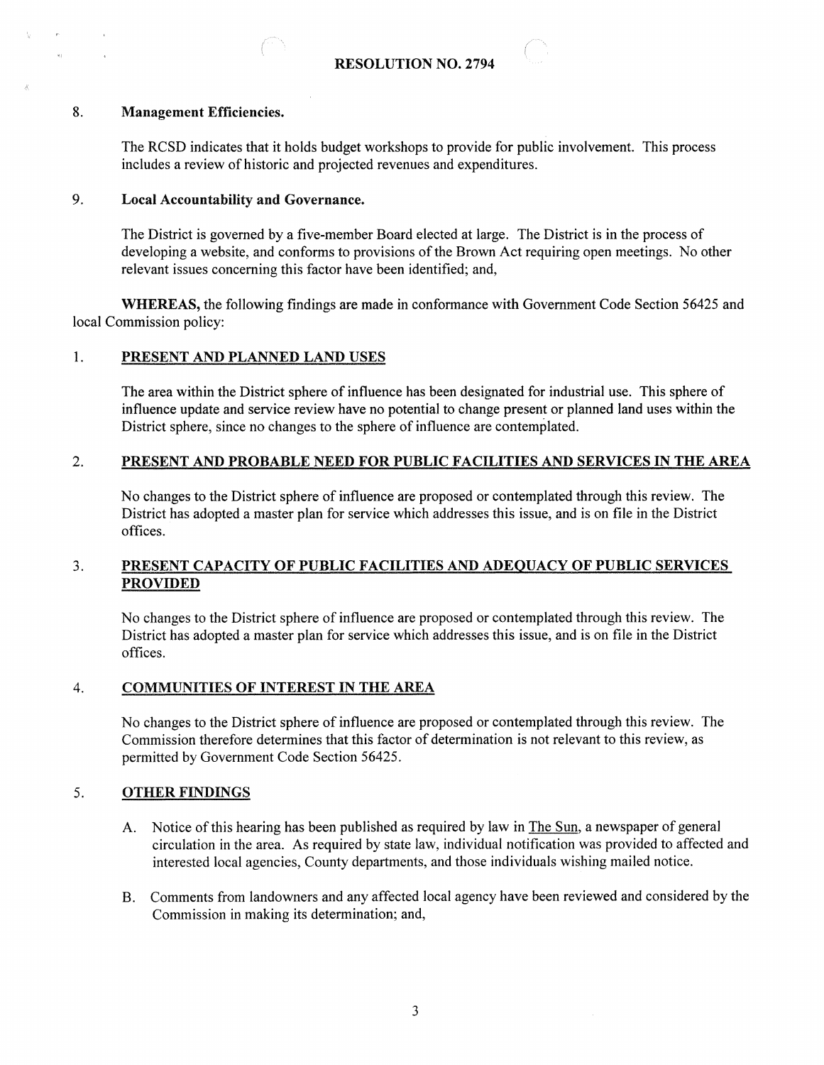**RESOLUTION NO. 2794**

8. **Management Efficiencies.**

   The RCSD indicates that it holds budget workshops to provide for public involvement. This process includes a review of historic and projected revenues and expenditures.

9. **Local Accountability and Governance.**

   The District is governed by a five-member Board elected at large. The District is in the process of developing a website, and conforms to provisions of the Brown Act requiring open meetings. No other relevant issues concerning this factor have been identified; and,

**WHEREAS,** the following findings are made in conformance with Government Code Section 56425 and local Commission policy:

1. **PRESENT AND PLANNED LAND USES**

   The area within the District sphere of influence has been designated for industrial use. This sphere of influence update and service review have no potential to change present or planned land uses within the District sphere, since no changes to the sphere of influence are contemplated.

2. **PRESENT AND PROBABLE NEED FOR PUBLIC FACILITIES AND SERVICES IN THE AREA**

   No changes to the District sphere of influence are proposed or contemplated through this review. The District has adopted a master plan for service which addresses this issue, and is on file in the District offices.

3. **PRESENT CAPACITY OF PUBLIC FACILITIES AND ADEQUACY OF PUBLIC SERVICES PROVIDED**

   No changes to the District sphere of influence are proposed or contemplated through this review. The District has adopted a master plan for service which addresses this issue, and is on file in the District offices.

4. **COMMUNITIES OF INTEREST IN THE AREA**

   No changes to the District sphere of influence are proposed or contemplated through this review. The Commission therefore determines that this factor of determination is not relevant to this review, as permitted by Government Code Section 56425.

5. **OTHER FINDINGS**

   A. Notice of this hearing has been published as required by law in The Sun, a newspaper of general circulation in the area. As required by state law, individual notification was provided to affected and interested local agencies, County departments, and those individuals wishing mailed notice.

   B. Comments from landowners and any affected local agency have been reviewed and considered by the Commission in making its determination; and,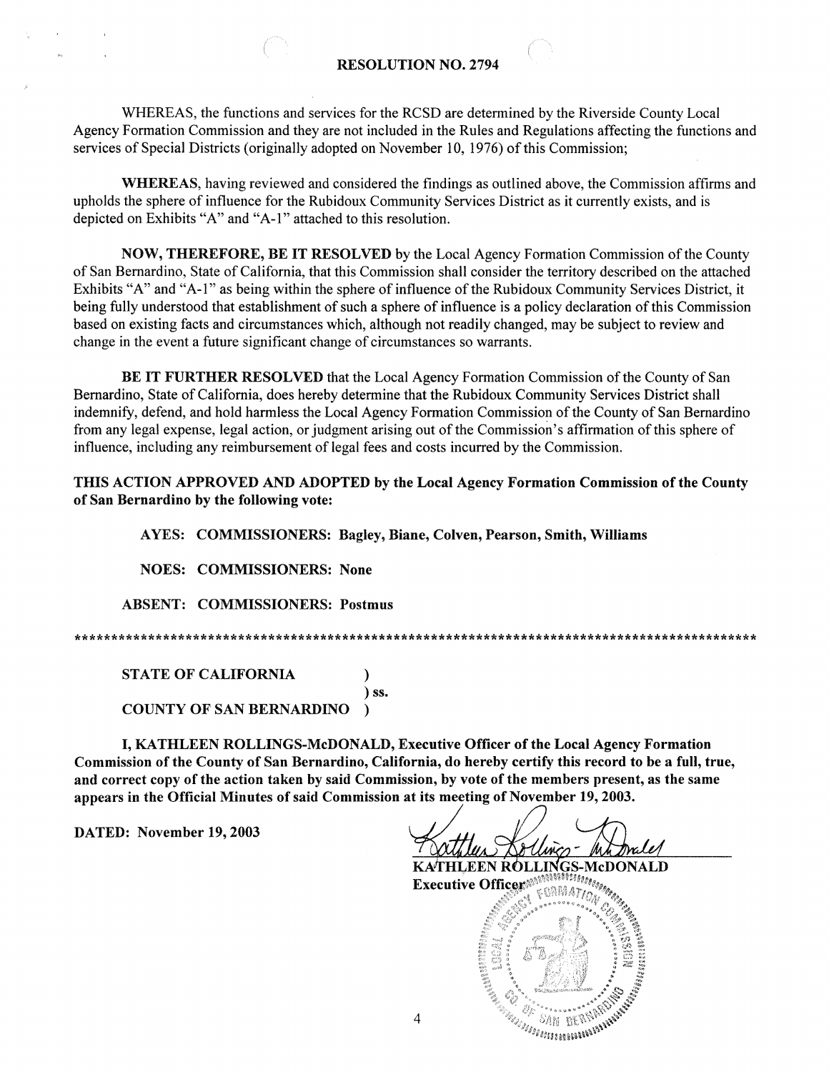**RESOLUTION NO. 2794**

WHEREAS, the functions and services for the RCSD are determined by the Riverside County Local Agency Formation Commission and they are not included in the Rules and Regulations affecting the functions and services of Special Districts (originally adopted on November 10, 1976) of this Commission;

**WHEREAS**, having reviewed and considered the findings as outlined above, the Commission affirms and upholds the sphere of influence for the Rubidoux Community Services District as it currently exists, and is depicted on Exhibits "A" and "A-1" attached to this resolution.

**NOW, THEREFORE, BE IT RESOLVED** by the Local Agency Formation Commission of the County of San Bernardino, State of California, that this Commission shall consider the territory described on the attached Exhibits "A" and "A-1" as being within the sphere of influence of the Rubidoux Community Services District, it being fully understood that establishment of such a sphere of influence is a policy declaration of this Commission based on existing facts and circumstances which, although not readily changed, may be subject to review and change in the event a future significant change of circumstances so warrants.

**BE IT FURTHER RESOLVED** that the Local Agency Formation Commission of the County of San Bernardino, State of California, does hereby determine that the Rubidoux Community Services District shall indemnify, defend, and hold harmless the Local Agency Formation Commission of the County of San Bernardino from any legal expense, legal action, or judgment arising out of the Commission's affirmation of this sphere of influence, including any reimbursement of legal fees and costs incurred by the Commission.

**THIS ACTION APPROVED AND ADOPTED by the Local Agency Formation Commission of the County of San Bernardino by the following vote:**

**AYES: COMMISSIONERS: Bagley, Biane, Colven, Pearson, Smith, Williams**

**NOES: COMMISSIONERS: None**

**ABSENT: COMMISSIONERS: Postmus**

*********************************************************************************************

**STATE OF CALIFORNIA )**
**) ss.**
**COUNTY OF SAN BERNARDINO )**

**I, KATHLEEN ROLLINGS-McDONALD, Executive Officer of the Local Agency Formation Commission of the County of San Bernardino, California, do hereby certify this record to be a full, true, and correct copy of the action taken by said Commission, by vote of the members present, as the same appears in the Official Minutes of said Commission at its meeting of November 19, 2003.**

**DATED: November 19, 2003**

**KATHLEEN ROLLINGS-McDONALD**
**Executive Officer**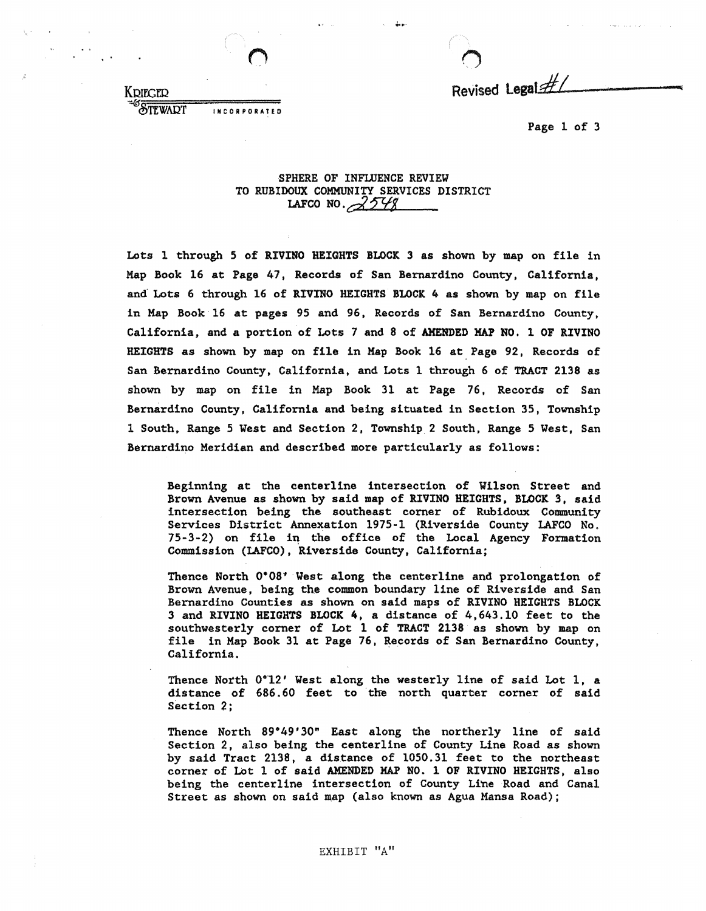Krieger & Stewart Incorporated

Revised Legal #1

SPHERE OF INFLUENCE REVIEW
TO RUBIDOUX COMMUNITY SERVICES DISTRICT
LAFCO NO. 2548

Lots 1 through 5 of **RIVINO HEIGHTS BLOCK 3** as shown by map on file in Map Book 16 at Page 47, Records of San Bernardino County, California, and Lots 6 through 16 of **RIVINO HEIGHTS BLOCK 4** as shown by map on file in Map Book 16 at pages 95 and 96, Records of San Bernardino County, California, and a portion of Lots 7 and 8 of **AMENDED MAP NO. 1 OF RIVINO HEIGHTS** as shown by map on file in Map Book 16 at Page 92, Records of San Bernardino County, California, and Lots 1 through 6 of **TRACT 2138** as shown by map on file in Map Book 31 at Page 76, Records of San Bernardino County, California and being situated in Section 35, Township 1 South, Range 5 West and Section 2, Township 2 South, Range 5 West, San Bernardino Meridian and described more particularly as follows:

> Beginning at the centerline intersection of Wilson Street and Brown Avenue as shown by said map of RIVINO HEIGHTS, BLOCK 3, said intersection being the southeast corner of Rubidoux Community Services District Annexation 1975-1 (Riverside County LAFCO No. 75-3-2) on file in the office of the Local Agency Formation Commission (LAFCO), Riverside County, California;
>
> Thence North 0°08' West along the centerline and prolongation of Brown Avenue, being the common boundary line of Riverside and San Bernardino Counties as shown on said maps of RIVINO HEIGHTS BLOCK 3 and RIVINO HEIGHTS BLOCK 4, a distance of 4,643.10 feet to the southwesterly corner of Lot 1 of TRACT 2138 as shown by map on file in Map Book 31 at Page 76, Records of San Bernardino County, California.
>
> Thence North 0°12' West along the westerly line of said Lot 1, a distance of 686.60 feet to the north quarter corner of said Section 2;
>
> Thence North 89°49'30" East along the northerly line of said Section 2, also being the centerline of County Line Road as shown by said Tract 2138, a distance of 1050.31 feet to the northeast corner of Lot 1 of said AMENDED MAP NO. 1 OF RIVINO HEIGHTS, also being the centerline intersection of County Line Road and Canal Street as shown on said map (also known as Agua Mansa Road);

EXHIBIT "A"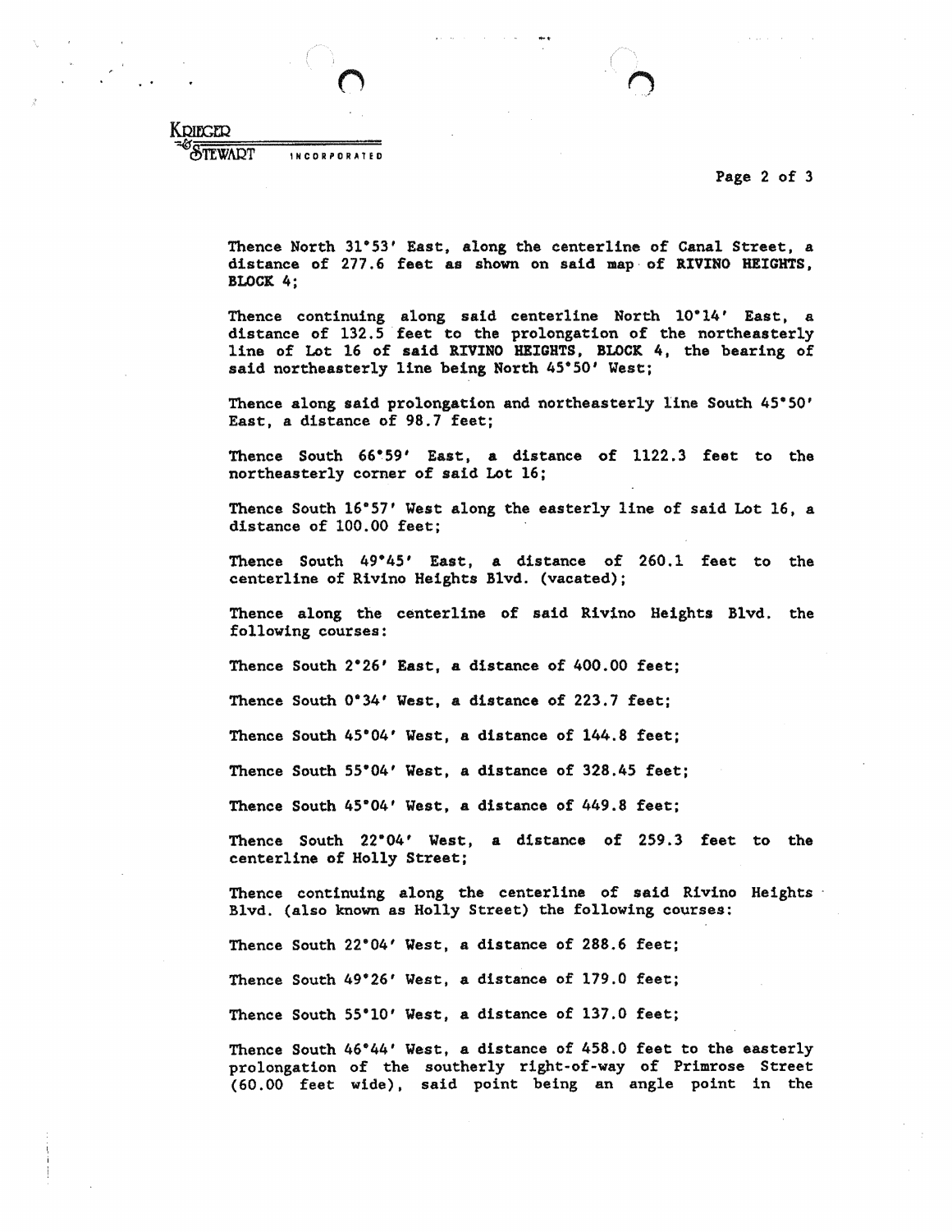Thence North 31°53' East, along the centerline of Canal Street, a distance of 277.6 feet as shown on said map of **RIVINO HEIGHTS, BLOCK 4**;

Thence continuing along said centerline North 10°14' East, a distance of 132.5 feet to the prolongation of the northeasterly line of Lot 16 of said **RIVINO HEIGHTS, BLOCK 4**, the bearing of said northeasterly line being North 45°50' West;

Thence along said prolongation and northeasterly line South 45°50' East, a distance of 98.7 feet;

Thence South 66°59' East, a distance of 1122.3 feet to the northeasterly corner of said Lot 16;

Thence South 16°57' West along the easterly line of said Lot 16, a distance of 100.00 feet;

Thence South 49°45' East, a distance of 260.1 feet to the centerline of Rivino Heights Blvd. (vacated);

Thence along the centerline of said Rivino Heights Blvd. the following courses:

Thence South 2°26' East, a distance of 400.00 feet;

Thence South 0°34' West, a distance of 223.7 feet;

Thence South 45°04' West, a distance of 144.8 feet;

Thence South 55°04' West, a distance of 328.45 feet;

Thence South 45°04' West, a distance of 449.8 feet;

Thence South 22°04' West, a distance of 259.3 feet to the centerline of Holly Street;

Thence continuing along the centerline of said Rivino Heights Blvd. (also known as Holly Street) the following courses:

Thence South 22°04' West, a distance of 288.6 feet;

Thence South 49°26' West, a distance of 179.0 feet;

Thence South 55°10' West, a distance of 137.0 feet;

Thence South 46°44' West, a distance of 458.0 feet to the easterly prolongation of the southerly right-of-way of Primrose Street (60.00 feet wide), said point being an angle point in the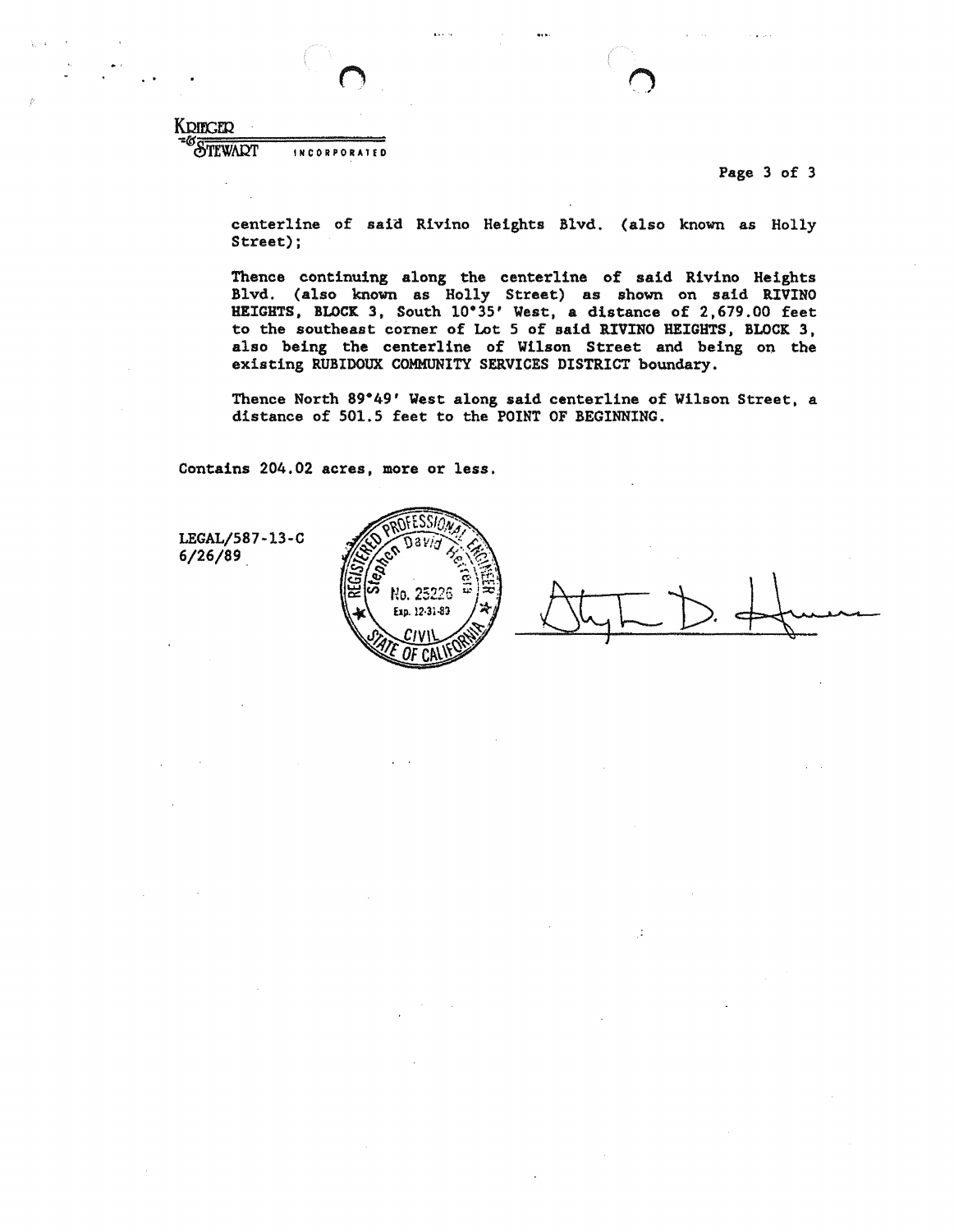centerline of said Rivino Heights Blvd. (also known as Holly Street);

Thence continuing along the centerline of said Rivino Heights Blvd. (also known as Holly Street) as shown on said RIVINO HEIGHTS, BLOCK 3, South 10°35' West, a distance of 2,679.00 feet to the southeast corner of Lot 5 of said RIVINO HEIGHTS, BLOCK 3, also being the centerline of Wilson Street and being on the existing RUBIDOUX COMMUNITY SERVICES DISTRICT boundary.

Thence North 89°49' West along said centerline of Wilson Street, a distance of 501.5 feet to the POINT OF BEGINNING.

Contains 204.02 acres, more or less.

LEGAL/587-13-C
6/26/89

REGISTERED PROFESSIONAL ENGINEER
Stephen David Herrera
No. 25226
Exp. 12-31-89
CIVIL
STATE OF CALIFORNIA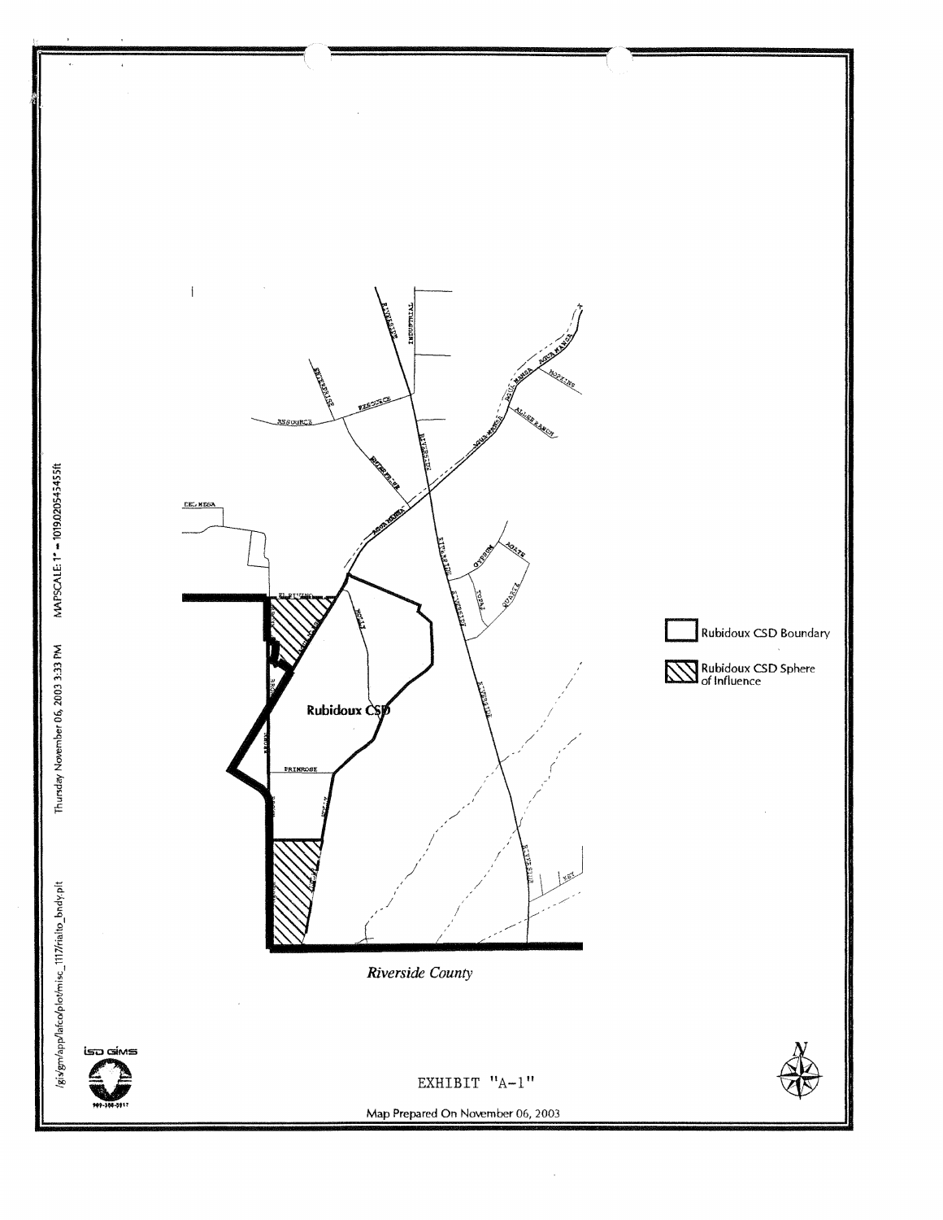/gis/gm/app/lafco/plot/misc_1117/rialto_bndy.plt

Thursday November 06, 2003 3:33 PM

MAPSCALE: 1" = 1019.02054345 5ft

Rubidoux CSD Boundary

Rubidoux CSD Sphere of Influence

Rubidoux CSD

Riverside County

EXHIBIT "A-1"

Map Prepared On November 06, 2003